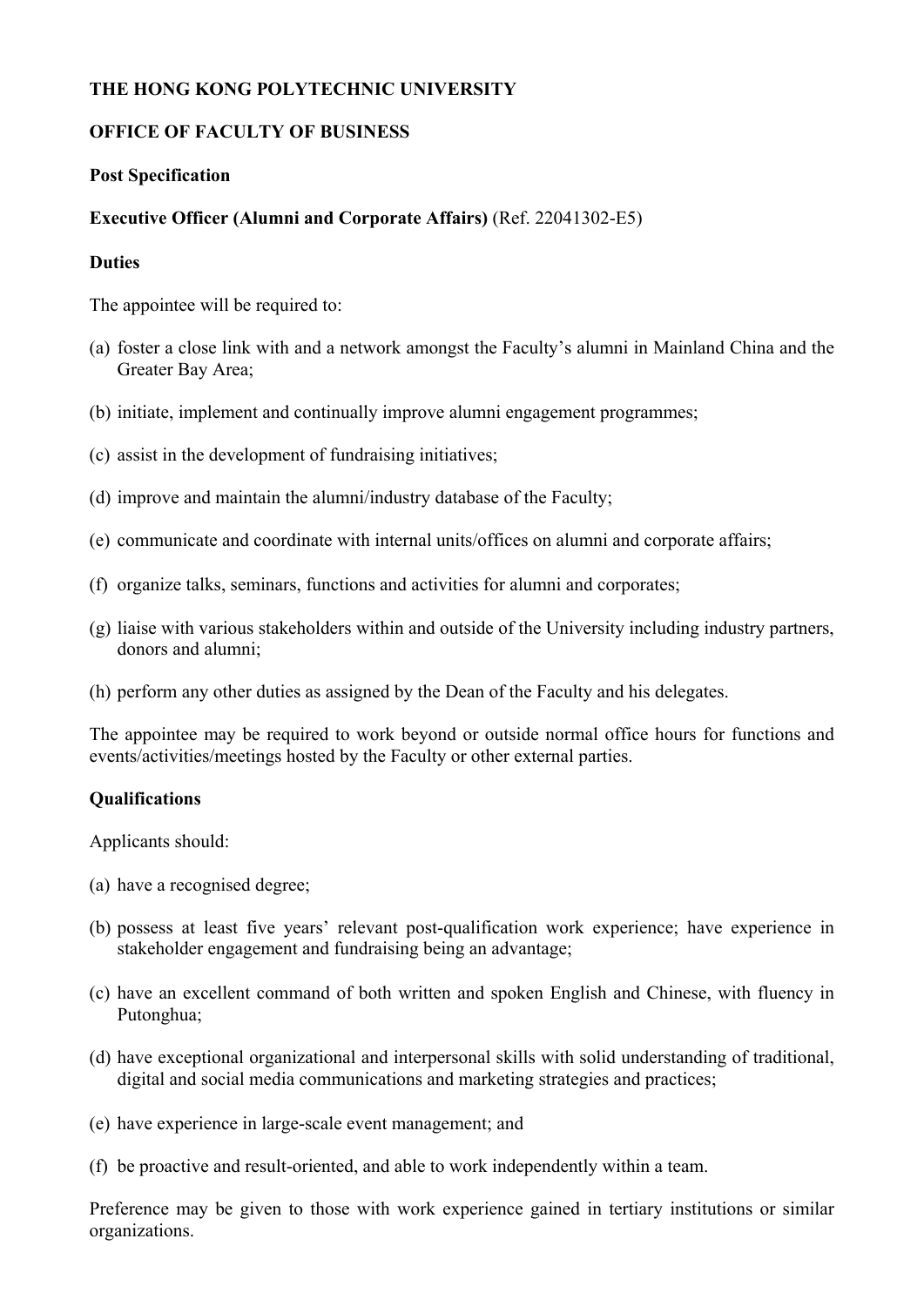**THE HONG KONG POLYTECHNIC UNIVERSITY**

**OFFICE OF FACULTY OF BUSINESS**

**Post Specification**

**Executive Officer (Alumni and Corporate Affairs)** (Ref. 22041302-E5)

**Duties**

The appointee will be required to:

(a) foster a close link with and a network amongst the Faculty's alumni in Mainland China and the Greater Bay Area;

(b) initiate, implement and continually improve alumni engagement programmes;

(c) assist in the development of fundraising initiatives;

(d) improve and maintain the alumni/industry database of the Faculty;

(e) communicate and coordinate with internal units/offices on alumni and corporate affairs;

(f) organize talks, seminars, functions and activities for alumni and corporates;

(g) liaise with various stakeholders within and outside of the University including industry partners, donors and alumni;

(h) perform any other duties as assigned by the Dean of the Faculty and his delegates.

The appointee may be required to work beyond or outside normal office hours for functions and events/activities/meetings hosted by the Faculty or other external parties.

**Qualifications**

Applicants should:

(a) have a recognised degree;

(b) possess at least five years' relevant post-qualification work experience; have experience in stakeholder engagement and fundraising being an advantage;

(c) have an excellent command of both written and spoken English and Chinese, with fluency in Putonghua;

(d) have exceptional organizational and interpersonal skills with solid understanding of traditional, digital and social media communications and marketing strategies and practices;

(e) have experience in large-scale event management; and

(f) be proactive and result-oriented, and able to work independently within a team.

Preference may be given to those with work experience gained in tertiary institutions or similar organizations.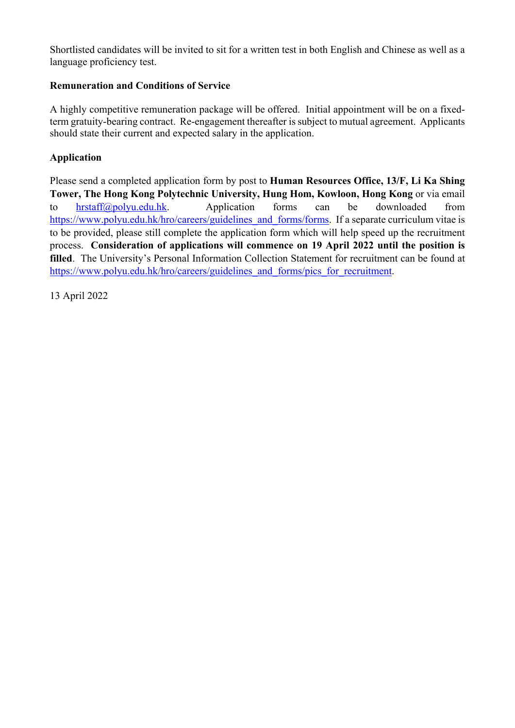Shortlisted candidates will be invited to sit for a written test in both English and Chinese as well as a language proficiency test.

**Remuneration and Conditions of Service**

A highly competitive remuneration package will be offered. Initial appointment will be on a fixed-term gratuity-bearing contract. Re-engagement thereafter is subject to mutual agreement. Applicants should state their current and expected salary in the application.

**Application**

Please send a completed application form by post to **Human Resources Office, 13/F, Li Ka Shing Tower, The Hong Kong Polytechnic University, Hung Hom, Kowloon, Hong Kong** or via email to [hrstaff@polyu.edu.hk](mailto:hrstaff@polyu.edu.hk). Application forms can be downloaded from [https://www.polyu.edu.hk/hro/careers/guidelines_and_forms/forms](https://www.polyu.edu.hk/hro/careers/guidelines_and_forms/forms). If a separate curriculum vitae is to be provided, please still complete the application form which will help speed up the recruitment process. **Consideration of applications will commence on 19 April 2022 until the position is filled**. The University's Personal Information Collection Statement for recruitment can be found at [https://www.polyu.edu.hk/hro/careers/guidelines_and_forms/pics_for_recruitment](https://www.polyu.edu.hk/hro/careers/guidelines_and_forms/pics_for_recruitment).

13 April 2022